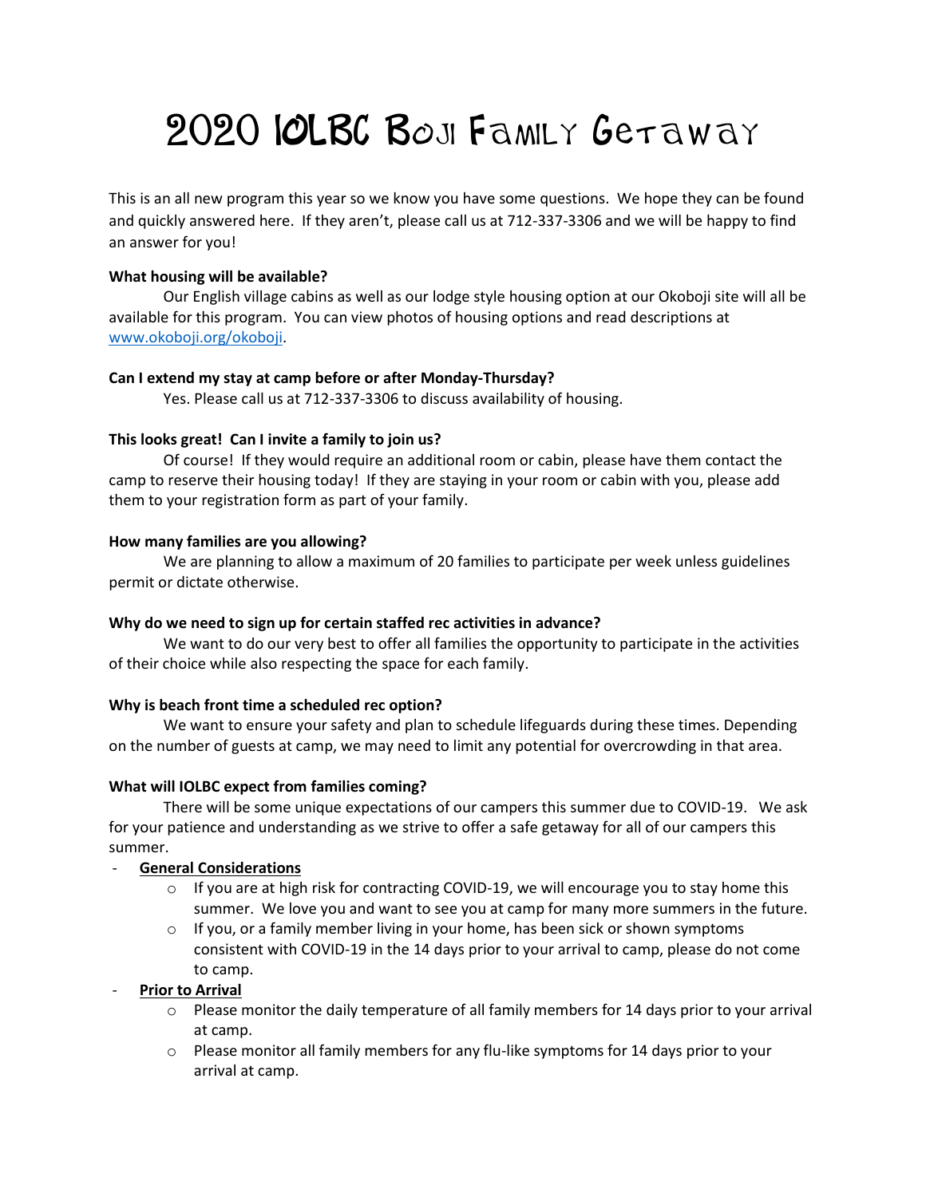# 2020 IOLBC Boji Family Getaway

This is an all new program this year so we know you have some questions. We hope they can be found and quickly answered here. If they aren't, please call us at 712-337-3306 and we will be happy to find an answer for you!

**What housing will be available?**

Our English village cabins as well as our lodge style housing option at our Okoboji site will all be available for this program. You can view photos of housing options and read descriptions at [www.okoboji.org/okoboji](www.okoboji.org/okoboji).

**Can I extend my stay at camp before or after Monday-Thursday?**

Yes. Please call us at 712-337-3306 to discuss availability of housing.

**This looks great! Can I invite a family to join us?**

Of course! If they would require an additional room or cabin, please have them contact the camp to reserve their housing today! If they are staying in your room or cabin with you, please add them to your registration form as part of your family.

**How many families are you allowing?**

We are planning to allow a maximum of 20 families to participate per week unless guidelines permit or dictate otherwise.

**Why do we need to sign up for certain staffed rec activities in advance?**

We want to do our very best to offer all families the opportunity to participate in the activities of their choice while also respecting the space for each family.

**Why is beach front time a scheduled rec option?**

We want to ensure your safety and plan to schedule lifeguards during these times. Depending on the number of guests at camp, we may need to limit any potential for overcrowding in that area.

**What will IOLBC expect from families coming?**

There will be some unique expectations of our campers this summer due to COVID-19. We ask for your patience and understanding as we strive to offer a safe getaway for all of our campers this summer.

- **General Considerations**
    - If you are at high risk for contracting COVID-19, we will encourage you to stay home this summer. We love you and want to see you at camp for many more summers in the future.
    - If you, or a family member living in your home, has been sick or shown symptoms consistent with COVID-19 in the 14 days prior to your arrival to camp, please do not come to camp.
- **Prior to Arrival**
    - Please monitor the daily temperature of all family members for 14 days prior to your arrival at camp.
    - Please monitor all family members for any flu-like symptoms for 14 days prior to your arrival at camp.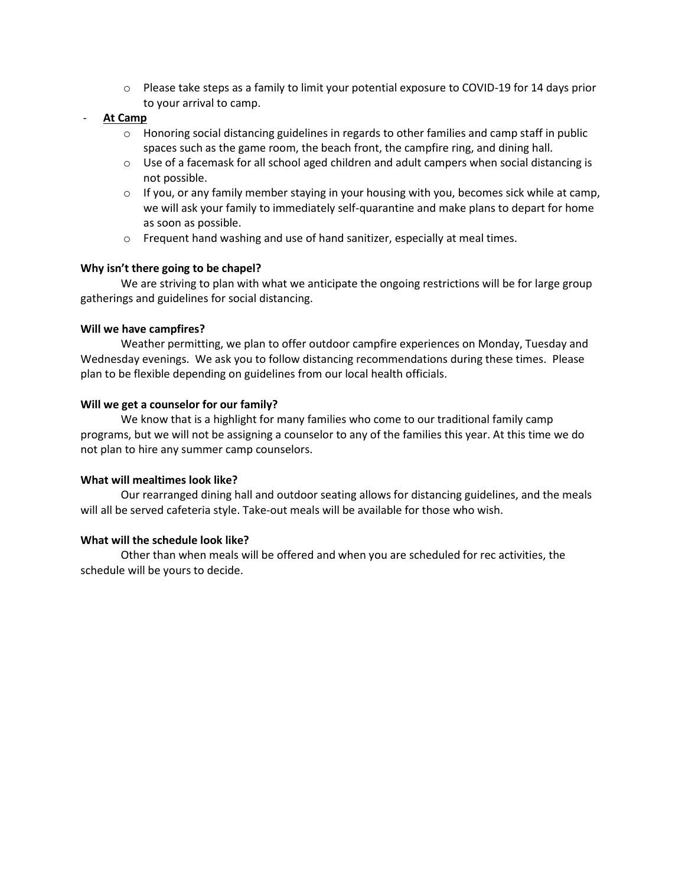- Please take steps as a family to limit your potential exposure to COVID-19 for 14 days prior to your arrival to camp.

- **At Camp**
  - Honoring social distancing guidelines in regards to other families and camp staff in public spaces such as the game room, the beach front, the campfire ring, and dining hall.
  - Use of a facemask for all school aged children and adult campers when social distancing is not possible.
  - If you, or any family member staying in your housing with you, becomes sick while at camp, we will ask your family to immediately self-quarantine and make plans to depart for home as soon as possible.
  - Frequent hand washing and use of hand sanitizer, especially at meal times.

**Why isn't there going to be chapel?**

We are striving to plan with what we anticipate the ongoing restrictions will be for large group gatherings and guidelines for social distancing.

**Will we have campfires?**

Weather permitting, we plan to offer outdoor campfire experiences on Monday, Tuesday and Wednesday evenings. We ask you to follow distancing recommendations during these times. Please plan to be flexible depending on guidelines from our local health officials.

**Will we get a counselor for our family?**

We know that is a highlight for many families who come to our traditional family camp programs, but we will not be assigning a counselor to any of the families this year. At this time we do not plan to hire any summer camp counselors.

**What will mealtimes look like?**

Our rearranged dining hall and outdoor seating allows for distancing guidelines, and the meals will all be served cafeteria style. Take-out meals will be available for those who wish.

**What will the schedule look like?**

Other than when meals will be offered and when you are scheduled for rec activities, the schedule will be yours to decide.